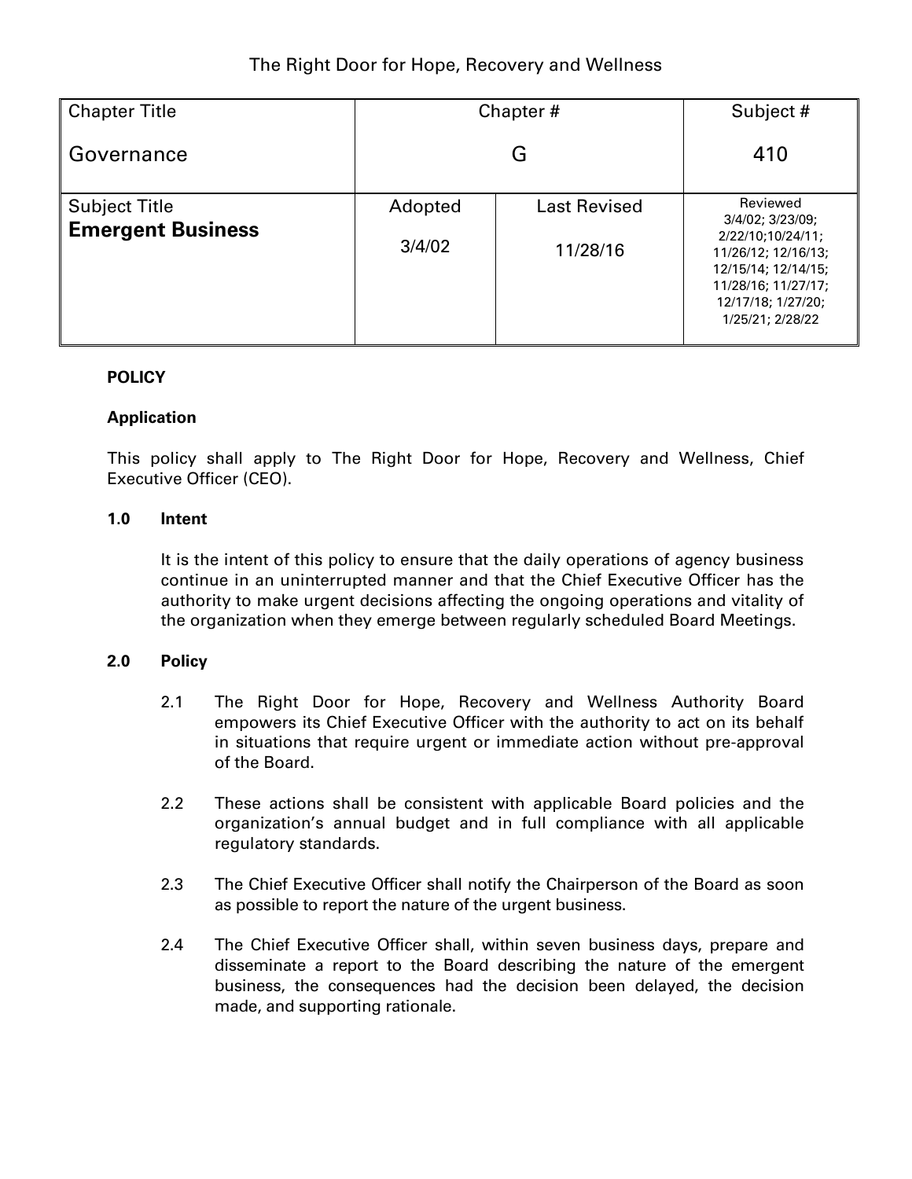The Right Door for Hope, Recovery and Wellness

| Chapter Title | Chapter # | | Subject # |
|---|---|---|---|
| Governance | G | | 410 |
| Subject Title<br>**Emergent Business** | Adopted<br>3/4/02 | Last Revised<br>11/28/16 | Reviewed<br>3/4/02; 3/23/09; 2/22/10;10/24/11; 11/26/12; 12/16/13; 12/15/14; 12/14/15; 11/28/16; 11/27/17; 12/17/18; 1/27/20; 1/25/21; 2/28/22 |

**POLICY**

**Application**

This policy shall apply to The Right Door for Hope, Recovery and Wellness, Chief Executive Officer (CEO).

**1.0 Intent**

It is the intent of this policy to ensure that the daily operations of agency business continue in an uninterrupted manner and that the Chief Executive Officer has the authority to make urgent decisions affecting the ongoing operations and vitality of the organization when they emerge between regularly scheduled Board Meetings.

**2.0 Policy**

2.1 The Right Door for Hope, Recovery and Wellness Authority Board empowers its Chief Executive Officer with the authority to act on its behalf in situations that require urgent or immediate action without pre-approval of the Board.

2.2 These actions shall be consistent with applicable Board policies and the organization's annual budget and in full compliance with all applicable regulatory standards.

2.3 The Chief Executive Officer shall notify the Chairperson of the Board as soon as possible to report the nature of the urgent business.

2.4 The Chief Executive Officer shall, within seven business days, prepare and disseminate a report to the Board describing the nature of the emergent business, the consequences had the decision been delayed, the decision made, and supporting rationale.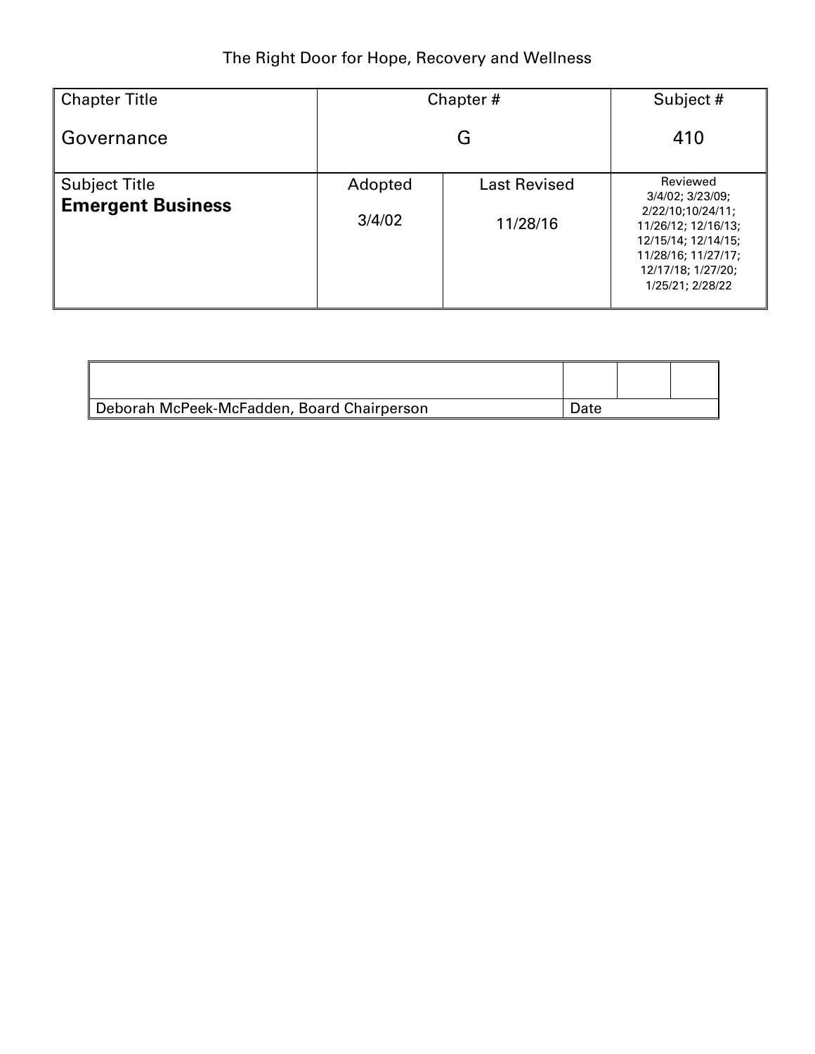The Right Door for Hope, Recovery and Wellness

| Chapter Title | Chapter # | | Subject # |
|---|---|---|---|
| Governance | G | | 410 |
| Subject Title<br>**Emergent Business** | Adopted<br>3/4/02 | Last Revised<br>11/28/16 | Reviewed<br>3/4/02; 3/23/09; 2/22/10;10/24/11; 11/26/12; 12/16/13; 12/15/14; 12/14/15; 11/28/16; 11/27/17; 12/17/18; 1/27/20; 1/25/21; 2/28/22 |

| | | | |
|---|---|---|---|
| | | | |
| Deborah McPeek-McFadden, Board Chairperson | Date | | |